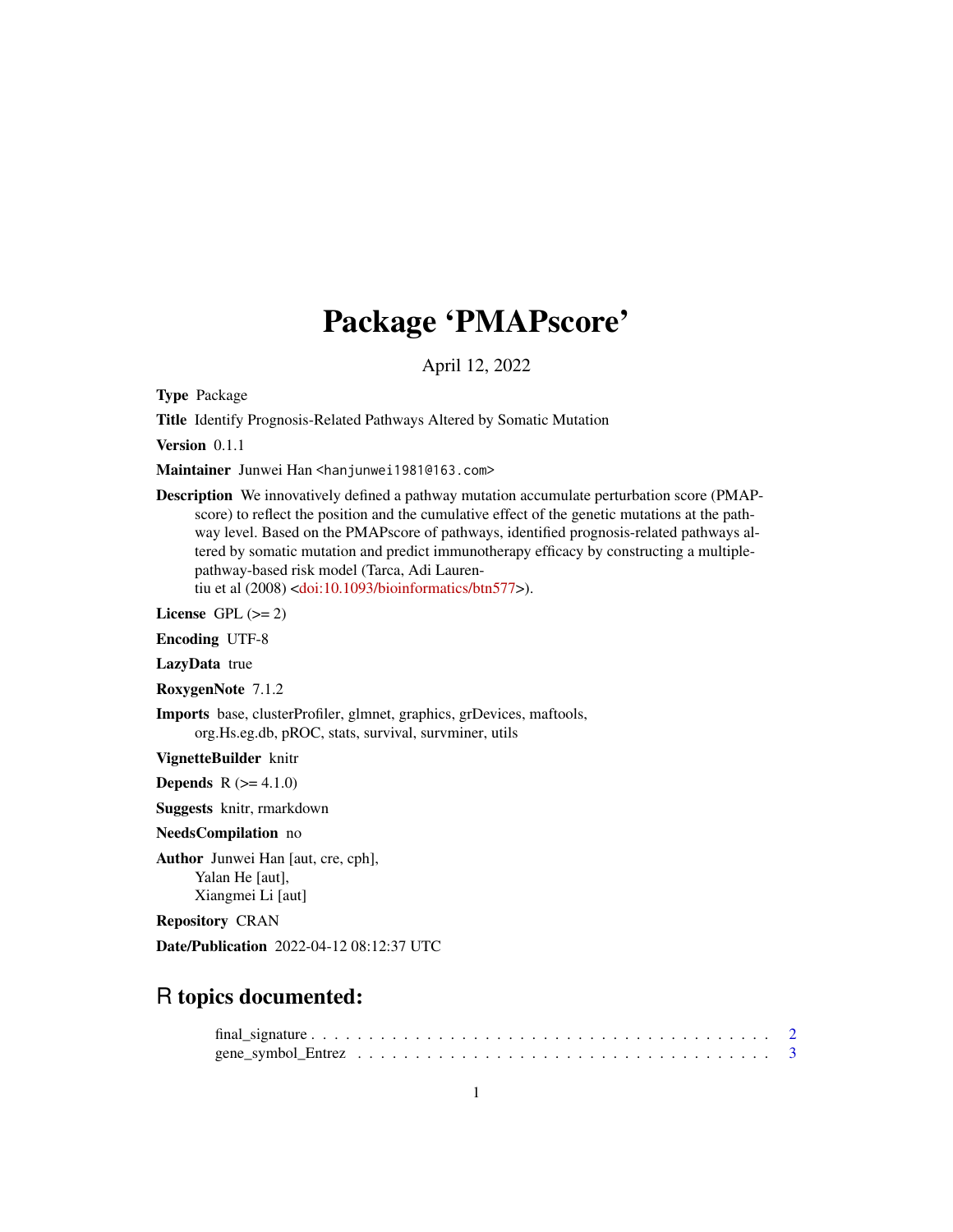# Package 'PMAPscore'

April 12, 2022

**Type** Package

**Title** Identify Prognosis-Related Pathways Altered by Somatic Mutation

**Version** 0.1.1

**Maintainer** Junwei Han <hanjunwei1981@163.com>

**Description** We innovatively defined a pathway mutation accumulate perturbation score (PMAPscore) to reflect the position and the cumulative effect of the genetic mutations at the pathway level. Based on the PMAPscore of pathways, identified prognosis-related pathways altered by somatic mutation and predict immunotherapy efficacy by constructing a multiple-pathway-based risk model (Tarca, Adi Laurentiu et al (2008) <doi:10.1093/bioinformatics/btn577>).

**License** GPL (>= 2)

**Encoding** UTF-8

**LazyData** true

**RoxygenNote** 7.1.2

**Imports** base, clusterProfiler, glmnet, graphics, grDevices, maftools, org.Hs.eg.db, pROC, stats, survival, survminer, utils

**VignetteBuilder** knitr

**Depends** R (>= 4.1.0)

**Suggests** knitr, rmarkdown

**NeedsCompilation** no

**Author** Junwei Han [aut, cre, cph], Yalan He [aut], Xiangmei Li [aut]

**Repository** CRAN

**Date/Publication** 2022-04-12 08:12:37 UTC

## R topics documented:

final_signature . . . . . . . . . . . . . . . . . . . . . . . . . . . . . . . . . . . . . . . . 2
gene_symbol_Entrez . . . . . . . . . . . . . . . . . . . . . . . . . . . . . . . . . . . . . 3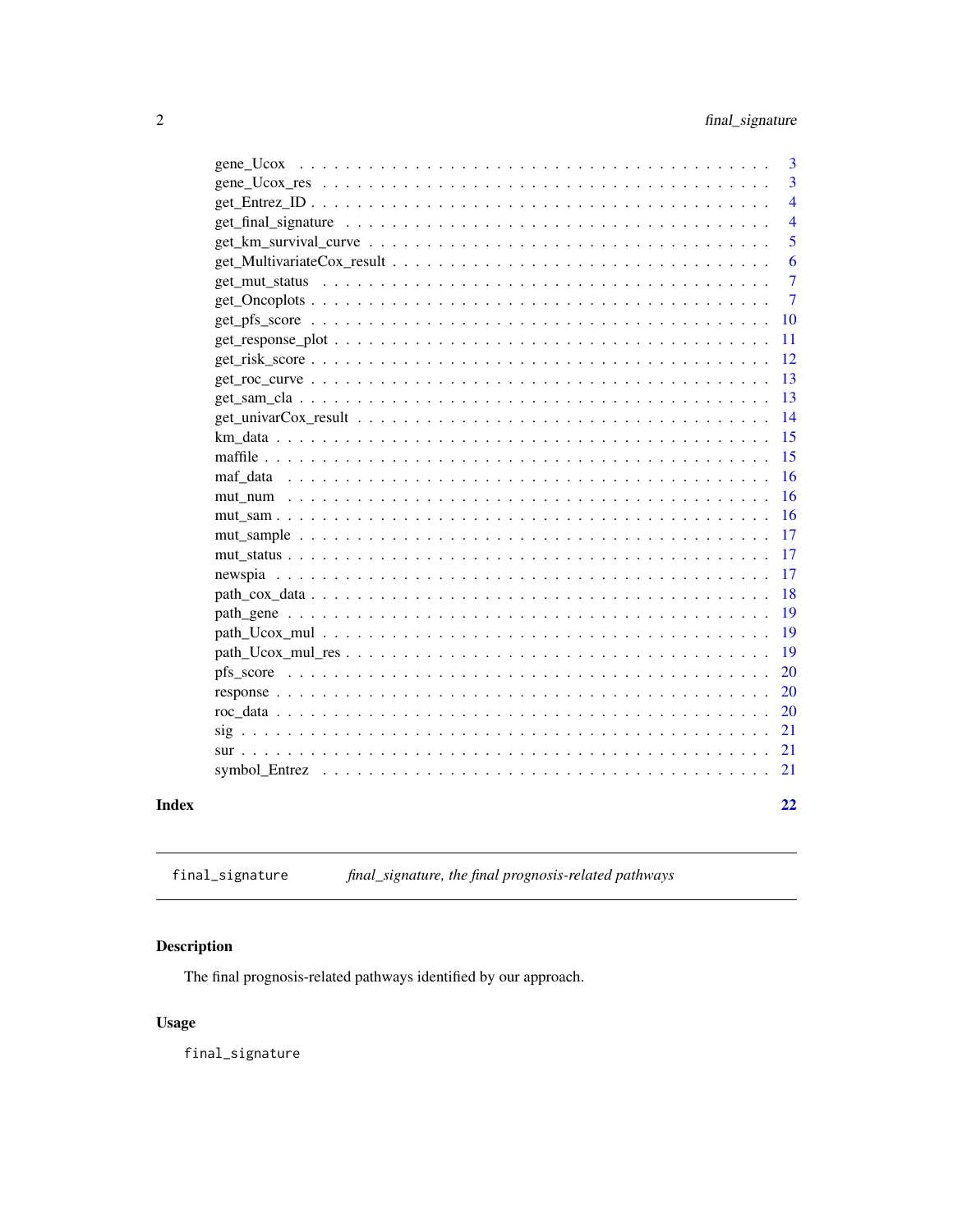| | |
|---|---|
| gene_Ucox | 3 |
| gene_Ucox_res | 3 |
| get_Entrez_ID | 4 |
| get_final_signature | 4 |
| get_km_survival_curve | 5 |
| get_MultivariateCox_result | 6 |
| get_mut_status | 7 |
| get_Oncoplots | 7 |
| get_pfs_score | 10 |
| get_response_plot | 11 |
| get_risk_score | 12 |
| get_roc_curve | 13 |
| get_sam_cla | 13 |
| get_univarCox_result | 14 |
| km_data | 15 |
| maffile | 15 |
| maf_data | 16 |
| mut_num | 16 |
| mut_sam | 16 |
| mut_sample | 17 |
| mut_status | 17 |
| newspia | 17 |
| path_cox_data | 18 |
| path_gene | 19 |
| path_Ucox_mul | 19 |
| path_Ucox_mul_res | 19 |
| pfs_score | 20 |
| response | 20 |
| roc_data | 20 |
| sig | 21 |
| sur | 21 |
| symbol_Entrez | 21 |

**Index** 22

---

## final_signature *final_signature, the final prognosis-related pathways*

### Description

The final prognosis-related pathways identified by our approach.

### Usage

```
final_signature
```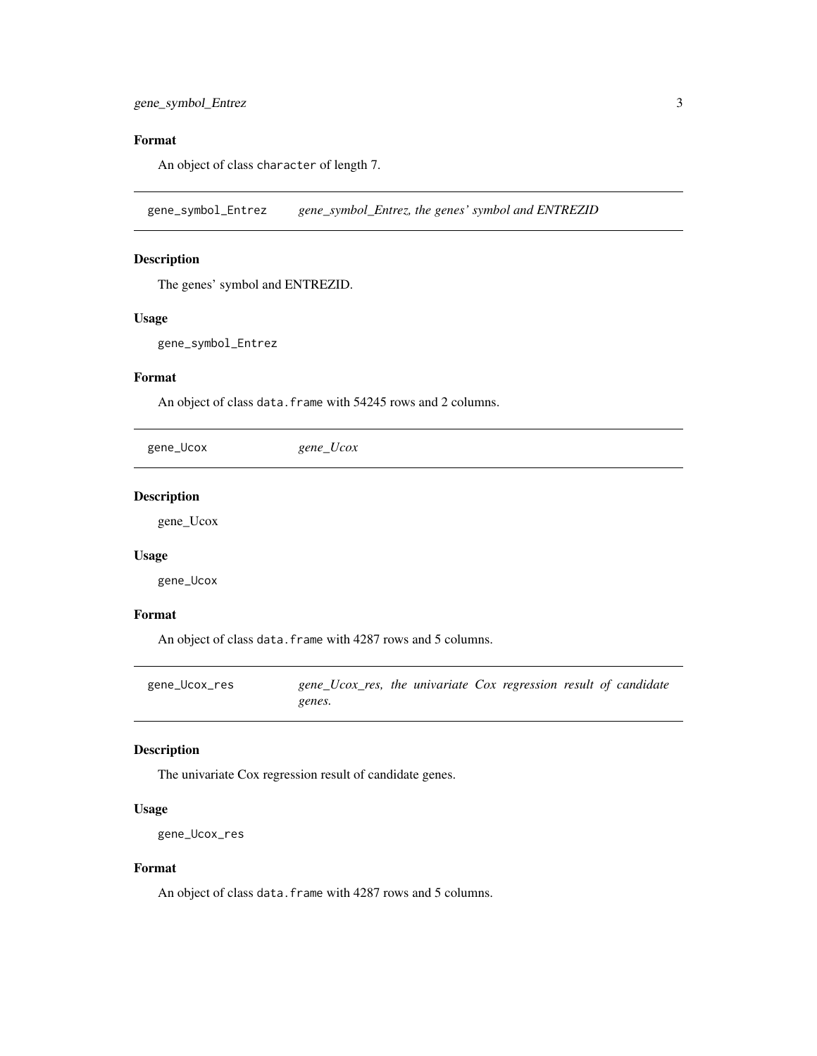#### Format

An object of class `character` of length 7.

---

`gene_symbol_Entrez` *gene_symbol_Entrez, the genes' symbol and ENTREZID*

---

#### Description

The genes' symbol and ENTREZID.

#### Usage

```
gene_symbol_Entrez
```

#### Format

An object of class `data.frame` with 54245 rows and 2 columns.

---

`gene_Ucox` *gene_Ucox*

---

#### Description

gene_Ucox

#### Usage

```
gene_Ucox
```

#### Format

An object of class `data.frame` with 4287 rows and 5 columns.

---

`gene_Ucox_res` *gene_Ucox_res, the univariate Cox regression result of candidate genes.*

---

#### Description

The univariate Cox regression result of candidate genes.

#### Usage

```
gene_Ucox_res
```

#### Format

An object of class `data.frame` with 4287 rows and 5 columns.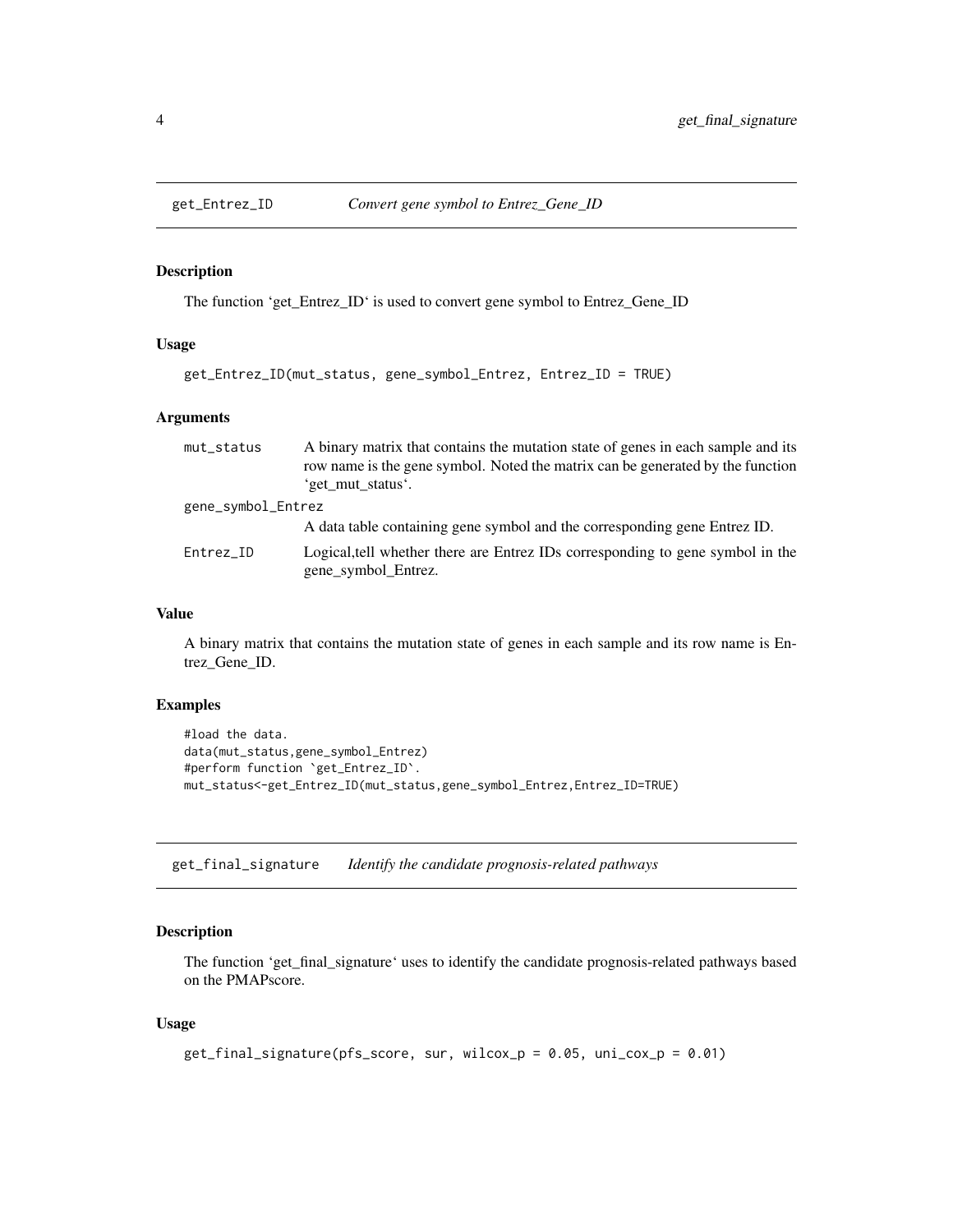## get_Entrez_ID *Convert gene symbol to Entrez_Gene_ID*

### Description

The function 'get_Entrez_ID' is used to convert gene symbol to Entrez_Gene_ID

### Usage

```
get_Entrez_ID(mut_status, gene_symbol_Entrez, Entrez_ID = TRUE)
```

### Arguments

| | |
|---|---|
| mut_status | A binary matrix that contains the mutation state of genes in each sample and its row name is the gene symbol. Noted the matrix can be generated by the function 'get_mut_status'. |
| gene_symbol_Entrez | A data table containing gene symbol and the corresponding gene Entrez ID. |
| Entrez_ID | Logical,tell whether there are Entrez IDs corresponding to gene symbol in the gene_symbol_Entrez. |

### Value

A binary matrix that contains the mutation state of genes in each sample and its row name is Entrez_Gene_ID.

### Examples

```
#load the data.
data(mut_status,gene_symbol_Entrez)
#perform function `get_Entrez_ID`.
mut_status<-get_Entrez_ID(mut_status,gene_symbol_Entrez,Entrez_ID=TRUE)
```

## get_final_signature *Identify the candidate prognosis-related pathways*

### Description

The function 'get_final_signature' uses to identify the candidate prognosis-related pathways based on the PMAPscore.

### Usage

```
get_final_signature(pfs_score, sur, wilcox_p = 0.05, uni_cox_p = 0.01)
```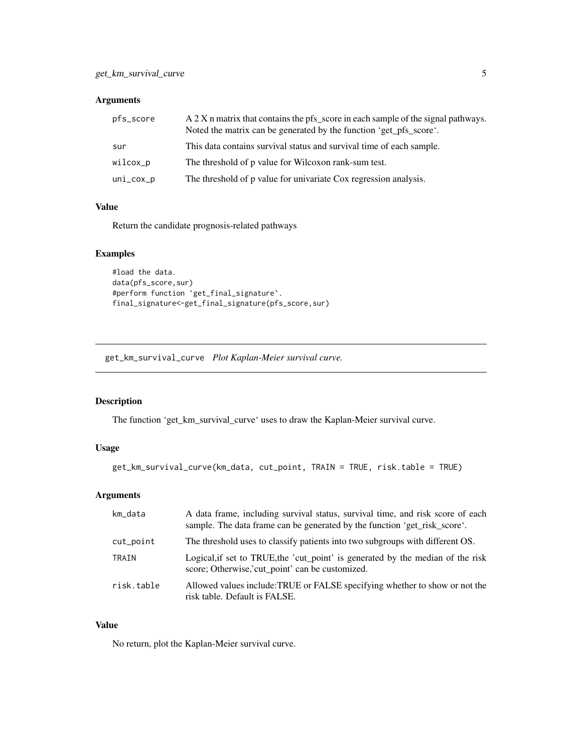### Arguments

| | |
|---|---|
| pfs_score | A 2 X n matrix that contains the pfs_score in each sample of the signal pathways. Noted the matrix can be generated by the function 'get_pfs_score'. |
| sur | This data contains survival status and survival time of each sample. |
| wilcox_p | The threshold of p value for Wilcoxon rank-sum test. |
| uni_cox_p | The threshold of p value for univariate Cox regression analysis. |

### Value

Return the candidate prognosis-related pathways

### Examples

```
#load the data.
data(pfs_score,sur)
#perform function `get_final_signature`.
final_signature<-get_final_signature(pfs_score,sur)
```

---

## get_km_survival_curve *Plot Kaplan-Meier survival curve.*

---

### Description

The function 'get_km_survival_curve' uses to draw the Kaplan-Meier survival curve.

### Usage

```
get_km_survival_curve(km_data, cut_point, TRAIN = TRUE, risk.table = TRUE)
```

### Arguments

| | |
|---|---|
| km_data | A data frame, including survival status, survival time, and risk score of each sample. The data frame can be generated by the function 'get_risk_score'. |
| cut_point | The threshold uses to classify patients into two subgroups with different OS. |
| TRAIN | Logical,if set to TRUE,the 'cut_point' is generated by the median of the risk score; Otherwise,'cut_point' can be customized. |
| risk.table | Allowed values include:TRUE or FALSE specifying whether to show or not the risk table. Default is FALSE. |

### Value

No return, plot the Kaplan-Meier survival curve.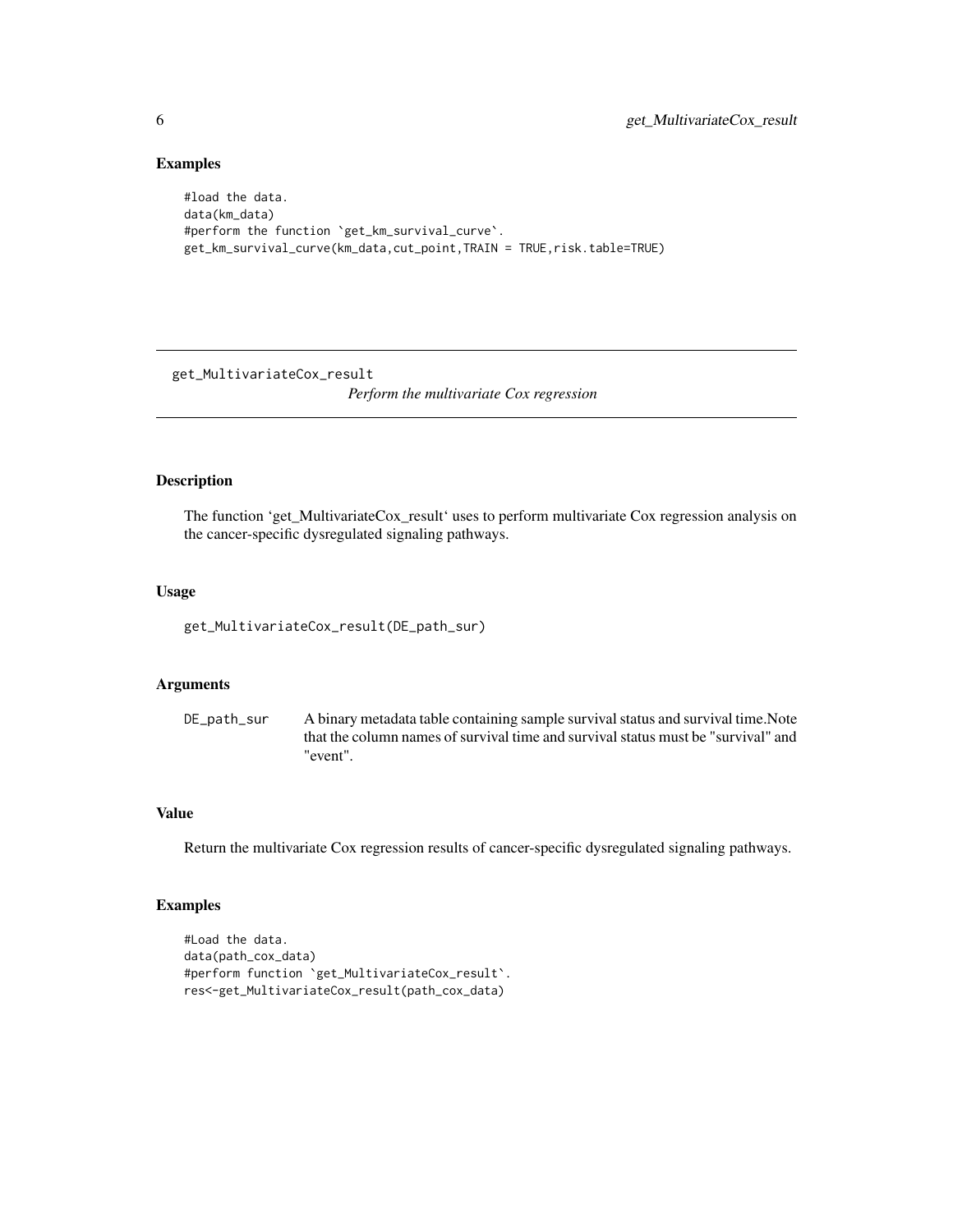## Examples

```
#load the data.
data(km_data)
#perform the function `get_km_survival_curve`.
get_km_survival_curve(km_data,cut_point,TRAIN = TRUE,risk.table=TRUE)
```

---

# get_MultivariateCox_result

*Perform the multivariate Cox regression*

---

## Description

The function 'get_MultivariateCox_result' uses to perform multivariate Cox regression analysis on the cancer-specific dysregulated signaling pathways.

## Usage

```
get_MultivariateCox_result(DE_path_sur)
```

## Arguments

| | |
|---|---|
| DE_path_sur | A binary metadata table containing sample survival status and survival time.Note that the column names of survival time and survival status must be "survival" and "event". |

## Value

Return the multivariate Cox regression results of cancer-specific dysregulated signaling pathways.

## Examples

```
#Load the data.
data(path_cox_data)
#perform function `get_MultivariateCox_result`.
res<-get_MultivariateCox_result(path_cox_data)
```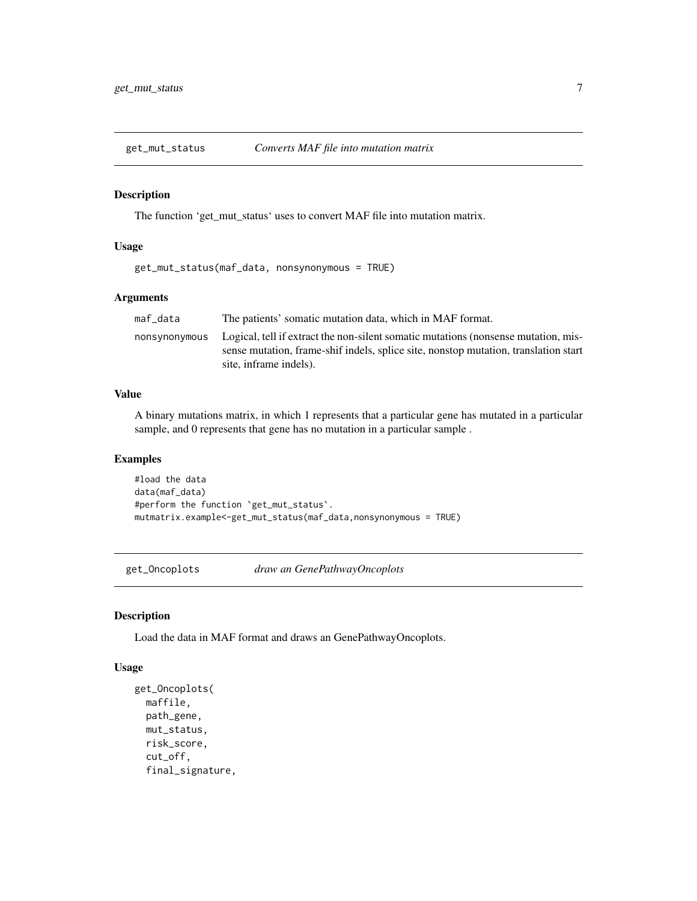## get_mut_status — *Converts MAF file into mutation matrix*

### Description

The function 'get_mut_status' uses to convert MAF file into mutation matrix.

### Usage

```
get_mut_status(maf_data, nonsynonymous = TRUE)
```

### Arguments

| | |
|---|---|
| maf_data | The patients' somatic mutation data, which in MAF format. |
| nonsynonymous | Logical, tell if extract the non-silent somatic mutations (nonsense mutation, missense mutation, frame-shif indels, splice site, nonstop mutation, translation start site, inframe indels). |

### Value

A binary mutations matrix, in which 1 represents that a particular gene has mutated in a particular sample, and 0 represents that gene has no mutation in a particular sample .

### Examples

```
#load the data
data(maf_data)
#perform the function `get_mut_status`.
mutmatrix.example<-get_mut_status(maf_data,nonsynonymous = TRUE)
```

## get_Oncoplots — *draw an GenePathwayOncoplots*

### Description

Load the data in MAF format and draws an GenePathwayOncoplots.

### Usage

```
get_Oncoplots(
  maffile,
  path_gene,
  mut_status,
  risk_score,
  cut_off,
  final_signature,
```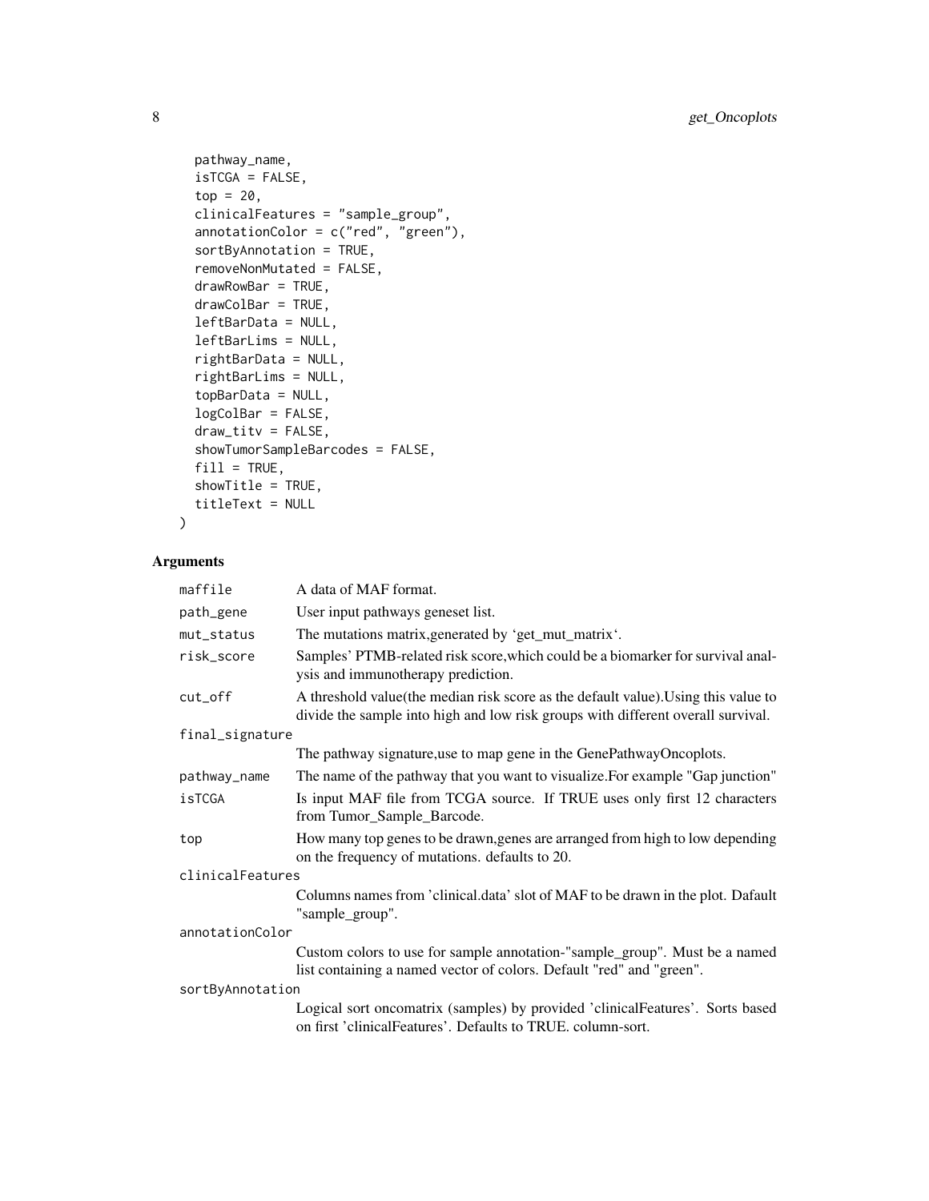```
  pathway_name,
  isTCGA = FALSE,
  top = 20,
  clinicalFeatures = "sample_group",
  annotationColor = c("red", "green"),
  sortByAnnotation = TRUE,
  removeNonMutated = FALSE,
  drawRowBar = TRUE,
  drawColBar = TRUE,
  leftBarData = NULL,
  leftBarLims = NULL,
  rightBarData = NULL,
  rightBarLims = NULL,
  topBarData = NULL,
  logColBar = FALSE,
  draw_titv = FALSE,
  showTumorSampleBarcodes = FALSE,
  fill = TRUE,
  showTitle = TRUE,
  titleText = NULL
)
```

## Arguments

| | |
|---|---|
| `maffile` | A data of MAF format. |
| `path_gene` | User input pathways geneset list. |
| `mut_status` | The mutations matrix,generated by 'get_mut_matrix'. |
| `risk_score` | Samples' PTMB-related risk score,which could be a biomarker for survival analysis and immunotherapy prediction. |
| `cut_off` | A threshold value(the median risk score as the default value).Using this value to divide the sample into high and low risk groups with different overall survival. |
| `final_signature` | The pathway signature,use to map gene in the GenePathwayOncoplots. |
| `pathway_name` | The name of the pathway that you want to visualize.For example "Gap junction" |
| `isTCGA` | Is input MAF file from TCGA source. If TRUE uses only first 12 characters from Tumor_Sample_Barcode. |
| `top` | How many top genes to be drawn,genes are arranged from high to low depending on the frequency of mutations. defaults to 20. |
| `clinicalFeatures` | Columns names from 'clinical.data' slot of MAF to be drawn in the plot. Dafault "sample_group". |
| `annotationColor` | Custom colors to use for sample annotation-"sample_group". Must be a named list containing a named vector of colors. Default "red" and "green". |
| `sortByAnnotation` | Logical sort oncomatrix (samples) by provided 'clinicalFeatures'. Sorts based on first 'clinicalFeatures'. Defaults to TRUE. column-sort. |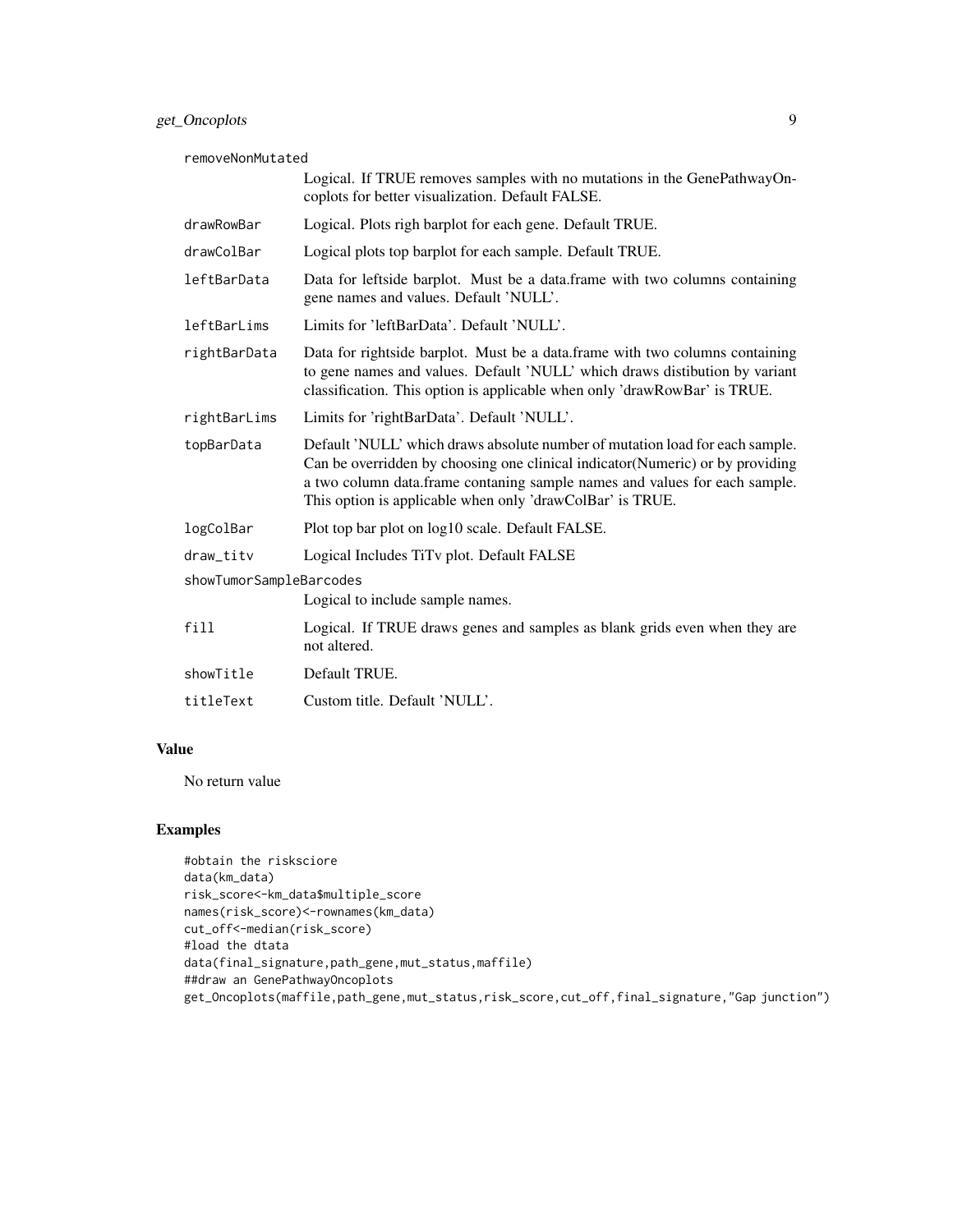| | |
|---|---|
| removeNonMutated | Logical. If TRUE removes samples with no mutations in the GenePathwayOncoplots for better visualization. Default FALSE. |
| drawRowBar | Logical. Plots righ barplot for each gene. Default TRUE. |
| drawColBar | Logical plots top barplot for each sample. Default TRUE. |
| leftBarData | Data for leftside barplot. Must be a data.frame with two columns containing gene names and values. Default 'NULL'. |
| leftBarLims | Limits for 'leftBarData'. Default 'NULL'. |
| rightBarData | Data for rightside barplot. Must be a data.frame with two columns containing to gene names and values. Default 'NULL' which draws distibution by variant classification. This option is applicable when only 'drawRowBar' is TRUE. |
| rightBarLims | Limits for 'rightBarData'. Default 'NULL'. |
| topBarData | Default 'NULL' which draws absolute number of mutation load for each sample. Can be overridden by choosing one clinical indicator(Numeric) or by providing a two column data.frame contaning sample names and values for each sample. This option is applicable when only 'drawColBar' is TRUE. |
| logColBar | Plot top bar plot on log10 scale. Default FALSE. |
| draw_titv | Logical Includes TiTv plot. Default FALSE |
| showTumorSampleBarcodes | Logical to include sample names. |
| fill | Logical. If TRUE draws genes and samples as blank grids even when they are not altered. |
| showTitle | Default TRUE. |
| titleText | Custom title. Default 'NULL'. |

## Value

No return value

## Examples

```
#obtain the risksciore
data(km_data)
risk_score<-km_data$multiple_score
names(risk_score)<-rownames(km_data)
cut_off<-median(risk_score)
#load the dtata
data(final_signature,path_gene,mut_status,maffile)
##draw an GenePathwayOncoplots
get_Oncoplots(maffile,path_gene,mut_status,risk_score,cut_off,final_signature,"Gap junction")
```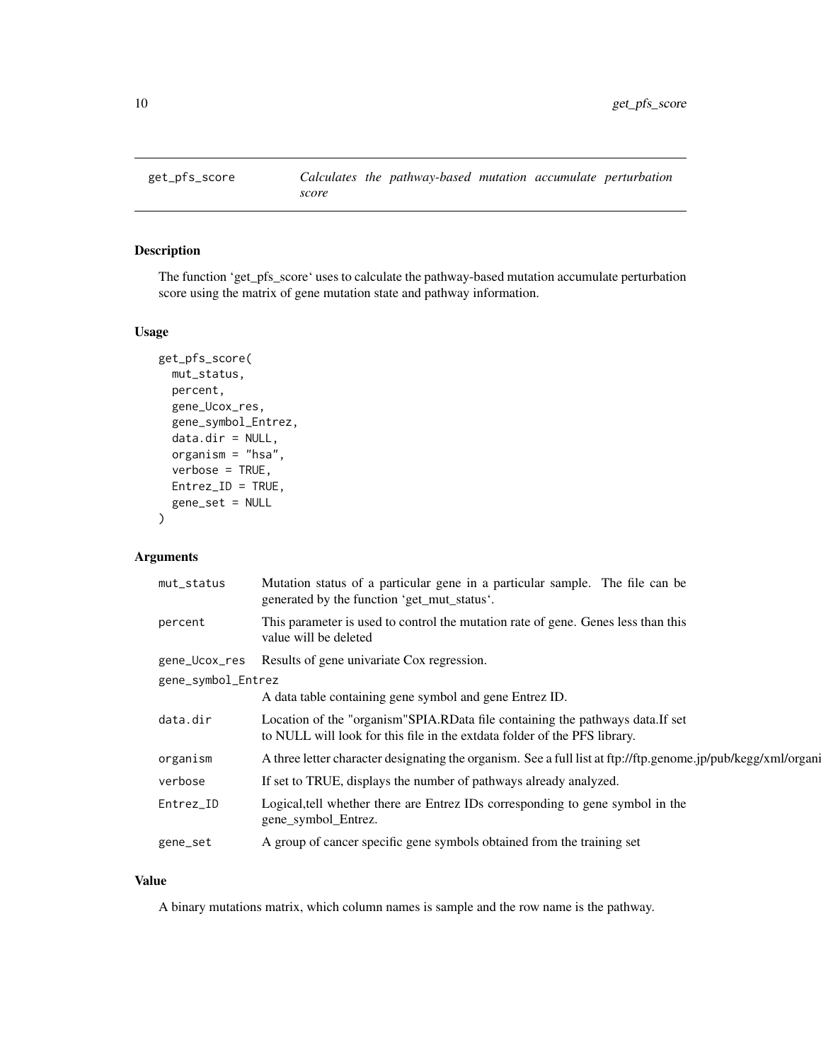# get_pfs_score — *Calculates the pathway-based mutation accumulate perturbation score*

## Description

The function 'get_pfs_score' uses to calculate the pathway-based mutation accumulate perturbation score using the matrix of gene mutation state and pathway information.

## Usage

```
get_pfs_score(
  mut_status,
  percent,
  gene_Ucox_res,
  gene_symbol_Entrez,
  data.dir = NULL,
  organism = "hsa",
  verbose = TRUE,
  Entrez_ID = TRUE,
  gene_set = NULL
)
```

## Arguments

| | |
|---|---|
| mut_status | Mutation status of a particular gene in a particular sample. The file can be generated by the function 'get_mut_status'. |
| percent | This parameter is used to control the mutation rate of gene. Genes less than this value will be deleted |
| gene_Ucox_res | Results of gene univariate Cox regression. |
| gene_symbol_Entrez | A data table containing gene symbol and gene Entrez ID. |
| data.dir | Location of the "organism"SPIA.RData file containing the pathways data.If set to NULL will look for this file in the extdata folder of the PFS library. |
| organism | A three letter character designating the organism. See a full list at ftp://ftp.genome.jp/pub/kegg/xml/organi |
| verbose | If set to TRUE, displays the number of pathways already analyzed. |
| Entrez_ID | Logical,tell whether there are Entrez IDs corresponding to gene symbol in the gene_symbol_Entrez. |
| gene_set | A group of cancer specific gene symbols obtained from the training set |

## Value

A binary mutations matrix, which column names is sample and the row name is the pathway.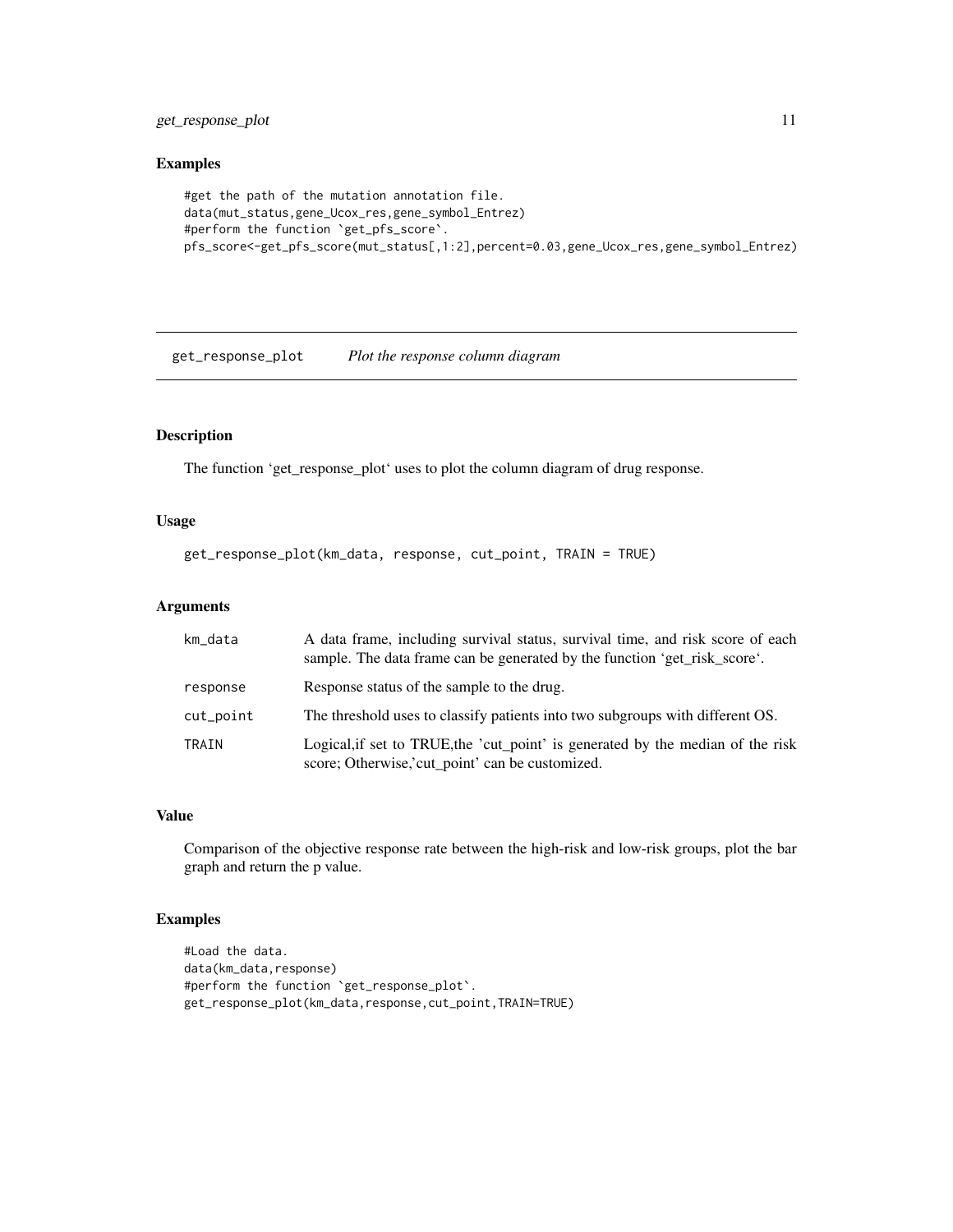## Examples

```
#get the path of the mutation annotation file.
data(mut_status,gene_Ucox_res,gene_symbol_Entrez)
#perform the function `get_pfs_score`.
pfs_score<-get_pfs_score(mut_status[,1:2],percent=0.03,gene_Ucox_res,gene_symbol_Entrez)
```

---

# get_response_plot    *Plot the response column diagram*

---

## Description

The function 'get_response_plot' uses to plot the column diagram of drug response.

## Usage

```
get_response_plot(km_data, response, cut_point, TRAIN = TRUE)
```

## Arguments

| | |
|---|---|
| km_data | A data frame, including survival status, survival time, and risk score of each sample. The data frame can be generated by the function 'get_risk_score'. |
| response | Response status of the sample to the drug. |
| cut_point | The threshold uses to classify patients into two subgroups with different OS. |
| TRAIN | Logical,if set to TRUE,the 'cut_point' is generated by the median of the risk score; Otherwise,'cut_point' can be customized. |

## Value

Comparison of the objective response rate between the high-risk and low-risk groups, plot the bar graph and return the p value.

## Examples

```
#Load the data.
data(km_data,response)
#perform the function `get_response_plot`.
get_response_plot(km_data,response,cut_point,TRAIN=TRUE)
```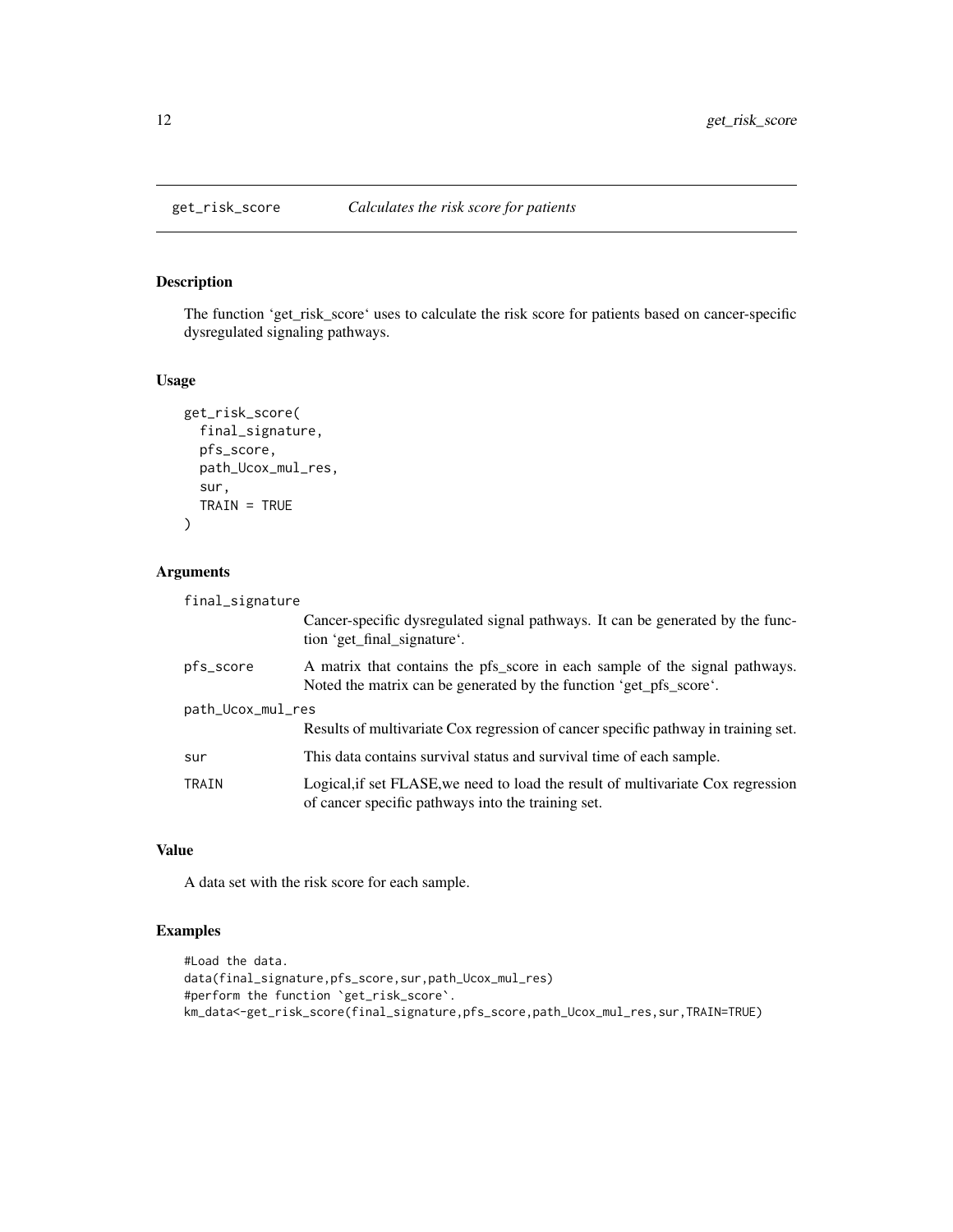# get_risk_score — *Calculates the risk score for patients*

## Description

The function ‘get_risk_score‘ uses to calculate the risk score for patients based on cancer-specific dysregulated signaling pathways.

## Usage

```
get_risk_score(
  final_signature,
  pfs_score,
  path_Ucox_mul_res,
  sur,
  TRAIN = TRUE
)
```

## Arguments

| | |
|---|---|
| final_signature | Cancer-specific dysregulated signal pathways. It can be generated by the function ‘get_final_signature‘. |
| pfs_score | A matrix that contains the pfs_score in each sample of the signal pathways. Noted the matrix can be generated by the function ‘get_pfs_score‘. |
| path_Ucox_mul_res | Results of multivariate Cox regression of cancer specific pathway in training set. |
| sur | This data contains survival status and survival time of each sample. |
| TRAIN | Logical,if set FLASE,we need to load the result of multivariate Cox regression of cancer specific pathways into the training set. |

## Value

A data set with the risk score for each sample.

## Examples

```
#Load the data.
data(final_signature,pfs_score,sur,path_Ucox_mul_res)
#perform the function `get_risk_score`.
km_data<-get_risk_score(final_signature,pfs_score,path_Ucox_mul_res,sur,TRAIN=TRUE)
```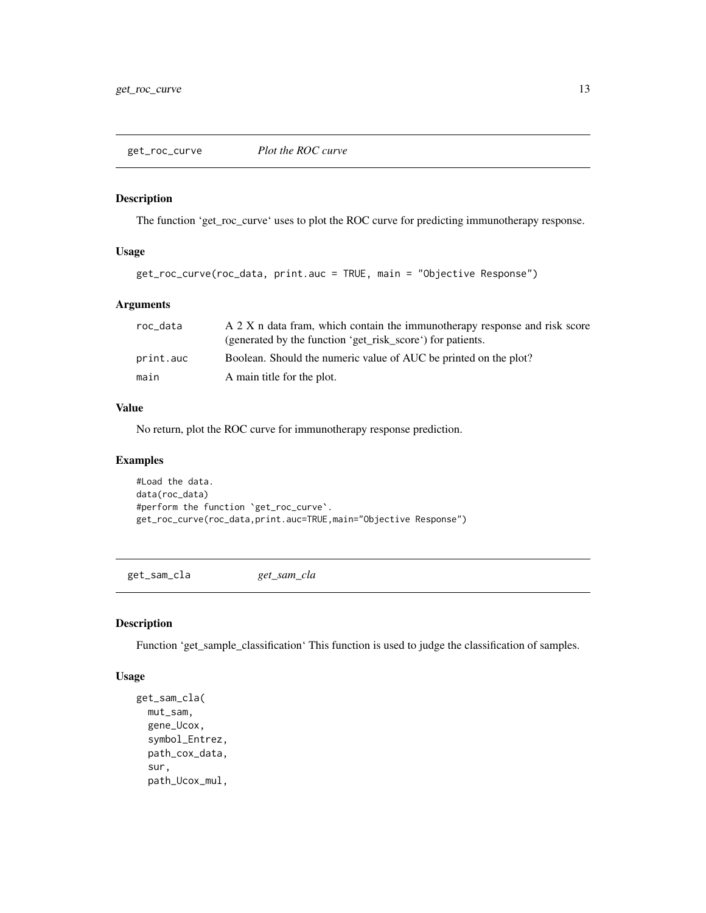## get_roc_curve *Plot the ROC curve*

### Description

The function 'get_roc_curve' uses to plot the ROC curve for predicting immunotherapy response.

### Usage

```
get_roc_curve(roc_data, print.auc = TRUE, main = "Objective Response")
```

### Arguments

| | |
|---|---|
| roc_data | A 2 X n data fram, which contain the immunotherapy response and risk score (generated by the function 'get_risk_score') for patients. |
| print.auc | Boolean. Should the numeric value of AUC be printed on the plot? |
| main | A main title for the plot. |

### Value

No return, plot the ROC curve for immunotherapy response prediction.

### Examples

```
#Load the data.
data(roc_data)
#perform the function `get_roc_curve`.
get_roc_curve(roc_data,print.auc=TRUE,main="Objective Response")
```

## get_sam_cla *get_sam_cla*

### Description

Function 'get_sample_classification' This function is used to judge the classification of samples.

### Usage

```
get_sam_cla(
  mut_sam,
  gene_Ucox,
  symbol_Entrez,
  path_cox_data,
  sur,
  path_Ucox_mul,
```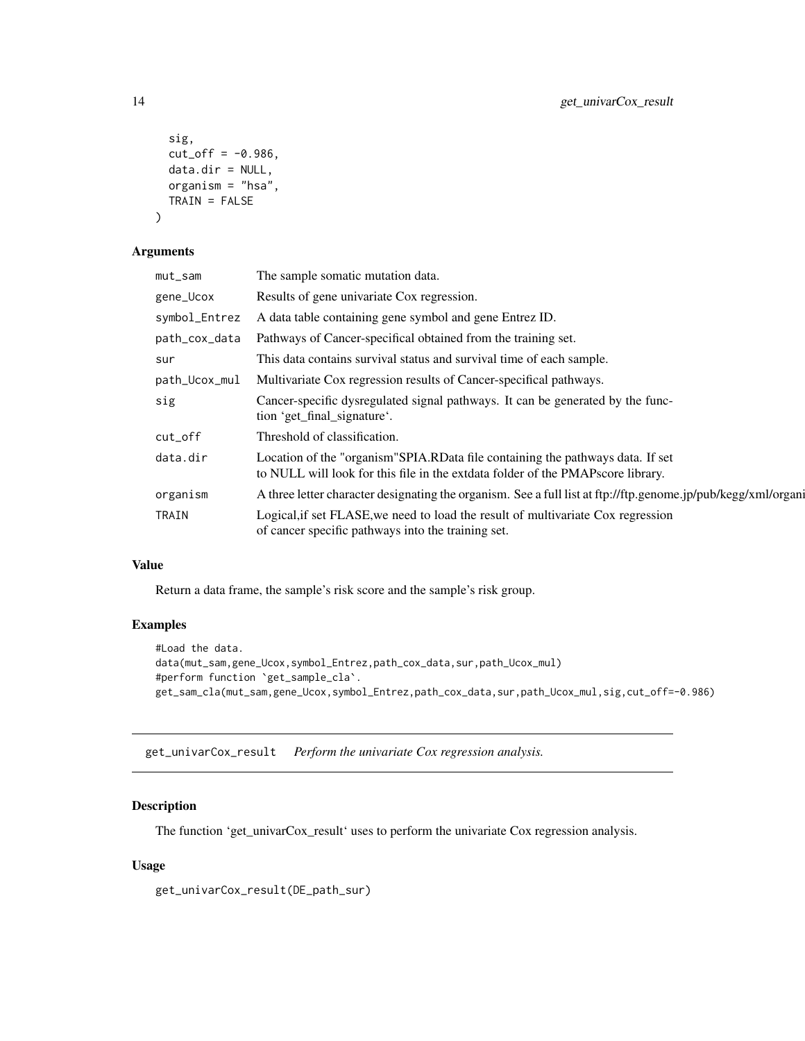```
  sig,
  cut_off = -0.986,
  data.dir = NULL,
  organism = "hsa",
  TRAIN = FALSE
)
```

## Arguments

| | |
|---|---|
| mut_sam | The sample somatic mutation data. |
| gene_Ucox | Results of gene univariate Cox regression. |
| symbol_Entrez | A data table containing gene symbol and gene Entrez ID. |
| path_cox_data | Pathways of Cancer-specifical obtained from the training set. |
| sur | This data contains survival status and survival time of each sample. |
| path_Ucox_mul | Multivariate Cox regression results of Cancer-specifical pathways. |
| sig | Cancer-specific dysregulated signal pathways. It can be generated by the function 'get_final_signature'. |
| cut_off | Threshold of classification. |
| data.dir | Location of the "organism"SPIA.RData file containing the pathways data. If set to NULL will look for this file in the extdata folder of the PMAPscore library. |
| organism | A three letter character designating the organism. See a full list at ftp://ftp.genome.jp/pub/kegg/xml/organi |
| TRAIN | Logical,if set FLASE,we need to load the result of multivariate Cox regression of cancer specific pathways into the training set. |

## Value

Return a data frame, the sample's risk score and the sample's risk group.

## Examples

```
#Load the data.
data(mut_sam,gene_Ucox,symbol_Entrez,path_cox_data,sur,path_Ucox_mul)
#perform function `get_sample_cla`.
get_sam_cla(mut_sam,gene_Ucox,symbol_Entrez,path_cox_data,sur,path_Ucox_mul,sig,cut_off=-0.986)
```

---

# get_univarCox_result *Perform the univariate Cox regression analysis.*

---

## Description

The function 'get_univarCox_result' uses to perform the univariate Cox regression analysis.

## Usage

```
get_univarCox_result(DE_path_sur)
```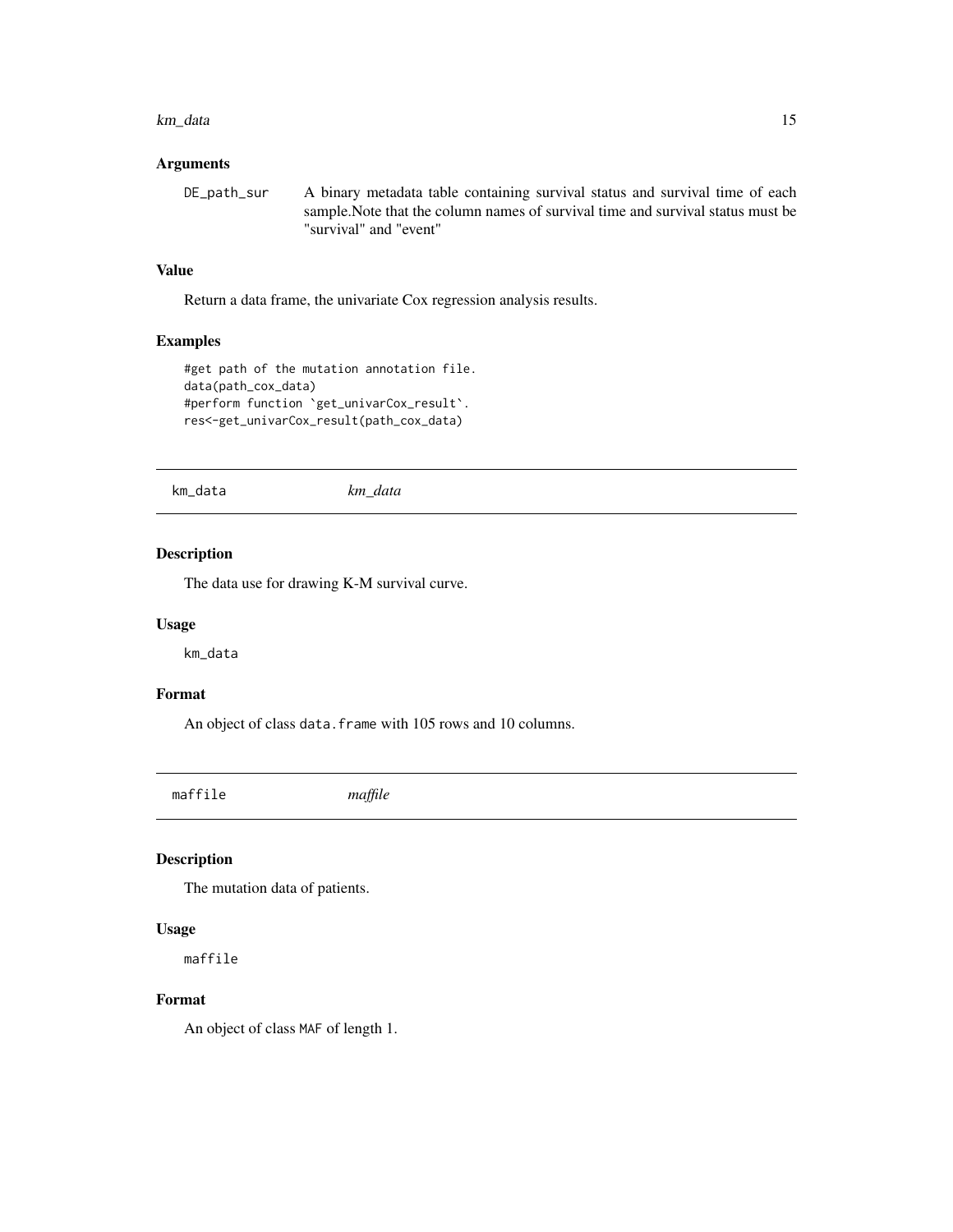### Arguments

DE_path_sur	A binary metadata table containing survival status and survival time of each sample.Note that the column names of survival time and survival status must be "survival" and "event"

### Value

Return a data frame, the univariate Cox regression analysis results.

### Examples

```
#get path of the mutation annotation file.
data(path_cox_data)
#perform function `get_univarCox_result`.
res<-get_univarCox_result(path_cox_data)
```

---

## km_data	*km_data*

### Description

The data use for drawing K-M survival curve.

### Usage

```
km_data
```

### Format

An object of class `data.frame` with 105 rows and 10 columns.

---

## maffile	*maffile*

### Description

The mutation data of patients.

### Usage

```
maffile
```

### Format

An object of class `MAF` of length 1.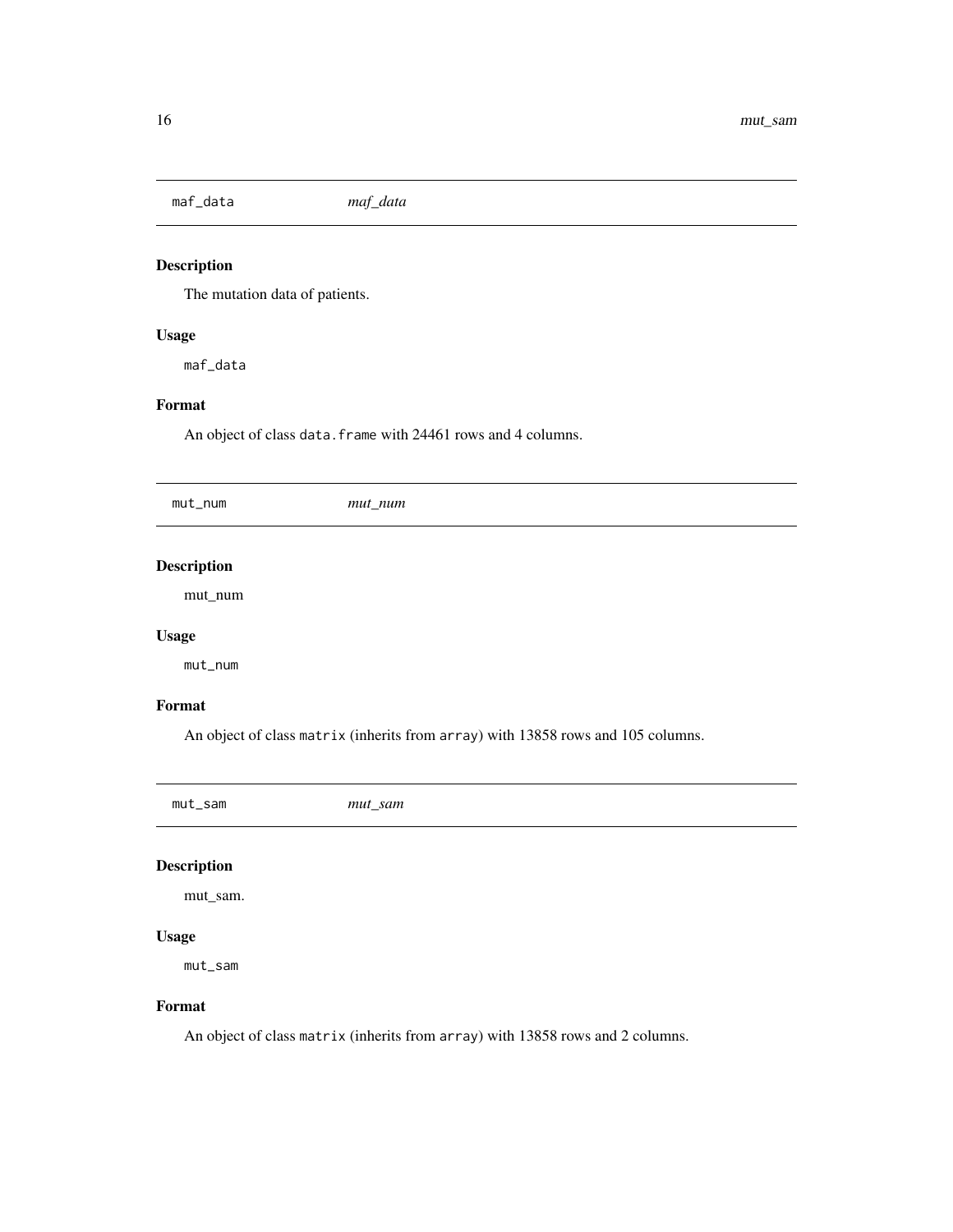## maf_data *maf_data*

### Description

The mutation data of patients.

### Usage

```
maf_data
```

### Format

An object of class `data.frame` with 24461 rows and 4 columns.

## mut_num *mut_num*

### Description

mut_num

### Usage

```
mut_num
```

### Format

An object of class `matrix` (inherits from `array`) with 13858 rows and 105 columns.

## mut_sam *mut_sam*

### Description

mut_sam.

### Usage

```
mut_sam
```

### Format

An object of class `matrix` (inherits from `array`) with 13858 rows and 2 columns.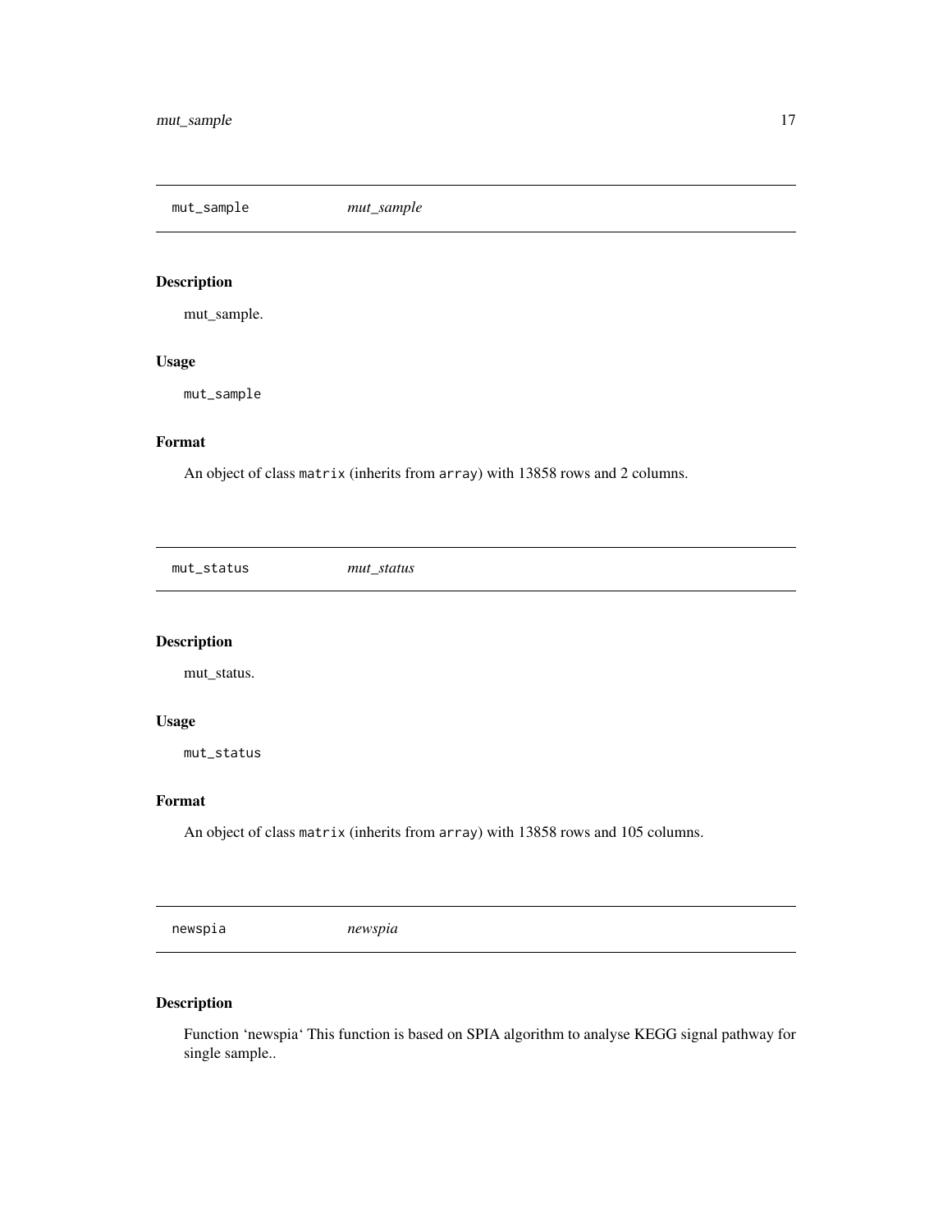## mut_sample — *mut_sample*

### Description

mut_sample.

### Usage

```
mut_sample
```

### Format

An object of class `matrix` (inherits from `array`) with 13858 rows and 2 columns.

## mut_status — *mut_status*

### Description

mut_status.

### Usage

```
mut_status
```

### Format

An object of class `matrix` (inherits from `array`) with 13858 rows and 105 columns.

## newspia — *newspia*

### Description

Function 'newspia' This function is based on SPIA algorithm to analyse KEGG signal pathway for single sample..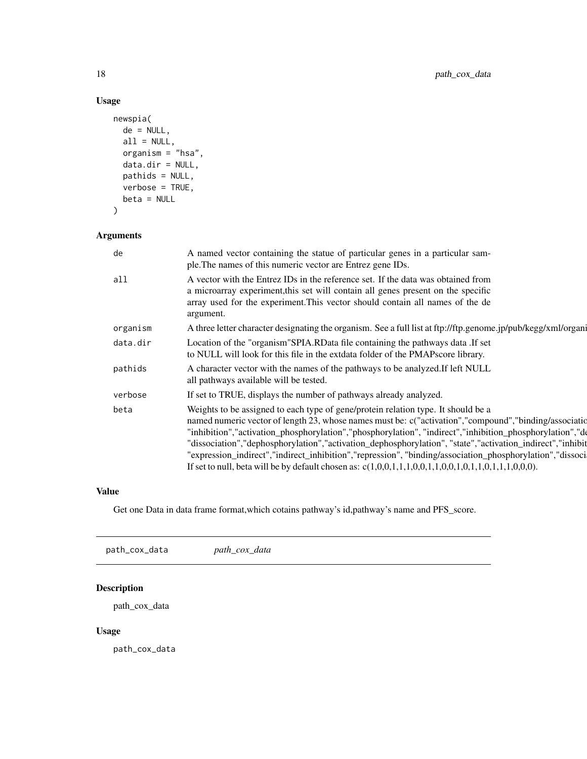## Usage

```
newspia(
  de = NULL,
  all = NULL,
  organism = "hsa",
  data.dir = NULL,
  pathids = NULL,
  verbose = TRUE,
  beta = NULL
)
```

## Arguments

| | |
|---|---|
| de | A named vector containing the statue of particular genes in a particular sample.The names of this numeric vector are Entrez gene IDs. |
| all | A vector with the Entrez IDs in the reference set. If the data was obtained from a microarray experiment,this set will contain all genes present on the specific array used for the experiment.This vector should contain all names of the de argument. |
| organism | A three letter character designating the organism. See a full list at ftp://ftp.genome.jp/pub/kegg/xml/organi |
| data.dir | Location of the "organism"SPIA.RData file containing the pathways data .If set to NULL will look for this file in the extdata folder of the PMAPscore library. |
| pathids | A character vector with the names of the pathways to be analyzed.If left NULL all pathways available will be tested. |
| verbose | If set to TRUE, displays the number of pathways already analyzed. |
| beta | Weights to be assigned to each type of gene/protein relation type. It should be a named numeric vector of length 23, whose names must be: c("activation","compound","binding/associatio "inhibition","activation_phosphorylation","phosphorylation", "indirect","inhibition_phosphorylation","de "dissociation","dephosphorylation","activation_dephosphorylation", "state","activation_indirect","inhibit "expression_indirect","indirect_inhibition","repression", "binding/association_phosphorylation","dissoci If set to null, beta will be by default chosen as: c(1,0,0,1,1,1,0,0,1,1,0,0,1,0,1,1,0,1,1,1,0,0,0). |

## Value

Get one Data in data frame format,which cotains pathway's id,pathway's name and PFS_score.

---

path_cox_data &nbsp;&nbsp;&nbsp; *path_cox_data*

---

## Description

path_cox_data

## Usage

```
path_cox_data
```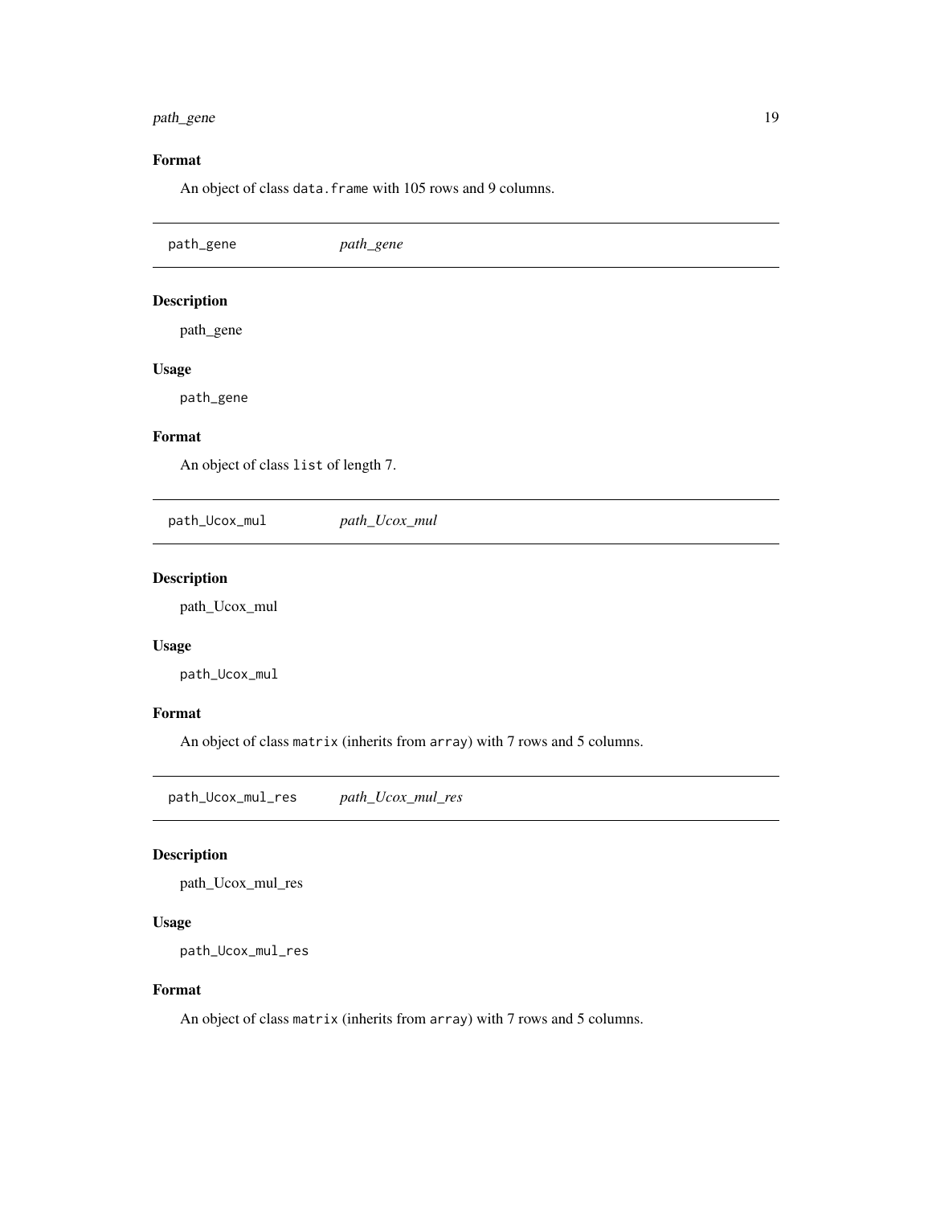### Format

An object of class `data.frame` with 105 rows and 9 columns.

---

## path_gene          *path_gene*

### Description

path_gene

### Usage

```
path_gene
```

### Format

An object of class `list` of length 7.

---

## path_Ucox_mul          *path_Ucox_mul*

### Description

path_Ucox_mul

### Usage

```
path_Ucox_mul
```

### Format

An object of class `matrix` (inherits from `array`) with 7 rows and 5 columns.

---

## path_Ucox_mul_res          *path_Ucox_mul_res*

### Description

path_Ucox_mul_res

### Usage

```
path_Ucox_mul_res
```

### Format

An object of class `matrix` (inherits from `array`) with 7 rows and 5 columns.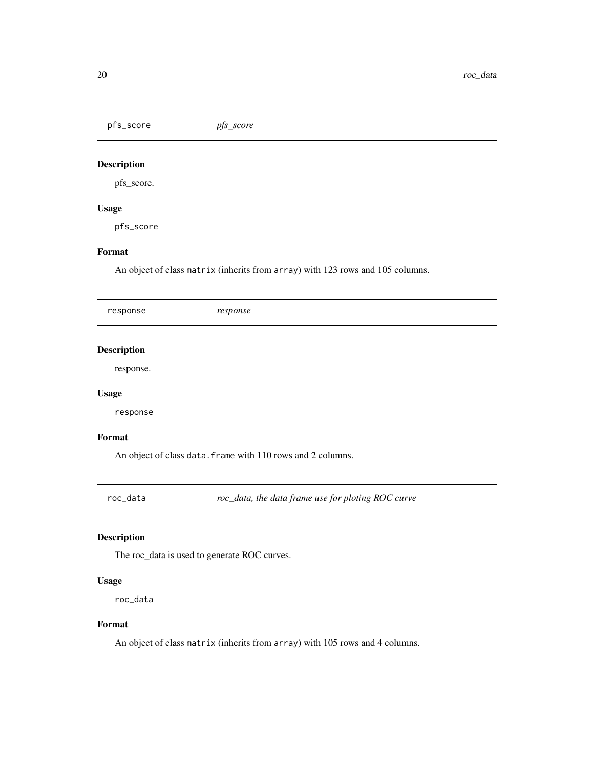## pfs_score *pfs_score*

### Description

pfs_score.

### Usage

```
pfs_score
```

### Format

An object of class `matrix` (inherits from `array`) with 123 rows and 105 columns.

## response *response*

### Description

response.

### Usage

```
response
```

### Format

An object of class `data.frame` with 110 rows and 2 columns.

## roc_data *roc_data, the data frame use for ploting ROC curve*

### Description

The roc_data is used to generate ROC curves.

### Usage

```
roc_data
```

### Format

An object of class `matrix` (inherits from `array`) with 105 rows and 4 columns.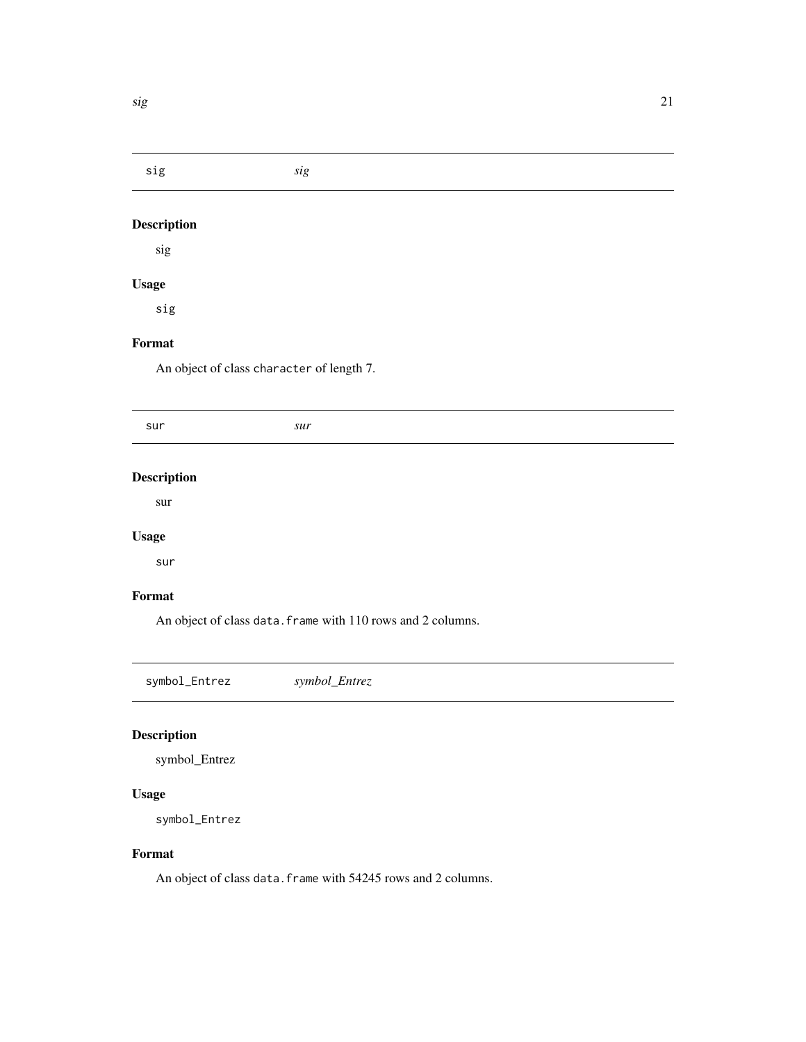## sig

*sig*

### Description

sig

### Usage

```
sig
```

### Format

An object of class `character` of length 7.

## sur

*sur*

### Description

sur

### Usage

```
sur
```

### Format

An object of class `data.frame` with 110 rows and 2 columns.

## symbol_Entrez

*symbol_Entrez*

### Description

symbol_Entrez

### Usage

```
symbol_Entrez
```

### Format

An object of class `data.frame` with 54245 rows and 2 columns.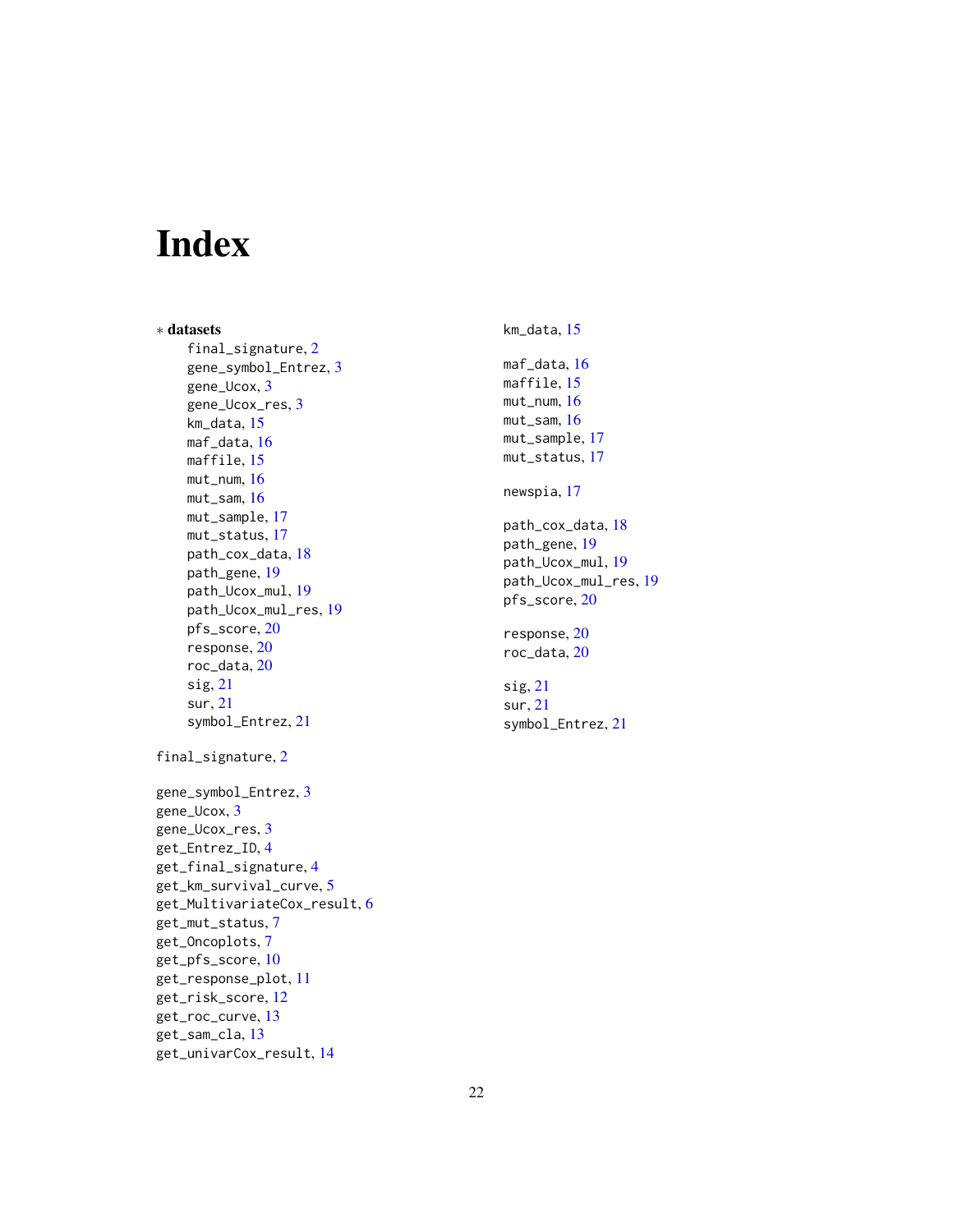# Index

* **datasets**
    - final_signature, 2
    - gene_symbol_Entrez, 3
    - gene_Ucox, 3
    - gene_Ucox_res, 3
    - km_data, 15
    - maf_data, 16
    - maffile, 15
    - mut_num, 16
    - mut_sam, 16
    - mut_sample, 17
    - mut_status, 17
    - path_cox_data, 18
    - path_gene, 19
    - path_Ucox_mul, 19
    - path_Ucox_mul_res, 19
    - pfs_score, 20
    - response, 20
    - roc_data, 20
    - sig, 21
    - sur, 21
    - symbol_Entrez, 21

final_signature, 2

gene_symbol_Entrez, 3
gene_Ucox, 3
gene_Ucox_res, 3
get_Entrez_ID, 4
get_final_signature, 4
get_km_survival_curve, 5
get_MultivariateCox_result, 6
get_mut_status, 7
get_Oncoplots, 7
get_pfs_score, 10
get_response_plot, 11
get_risk_score, 12
get_roc_curve, 13
get_sam_cla, 13
get_univarCox_result, 14

km_data, 15

maf_data, 16
maffile, 15
mut_num, 16
mut_sam, 16
mut_sample, 17
mut_status, 17

newspia, 17

path_cox_data, 18
path_gene, 19
path_Ucox_mul, 19
path_Ucox_mul_res, 19
pfs_score, 20

response, 20
roc_data, 20

sig, 21
sur, 21
symbol_Entrez, 21